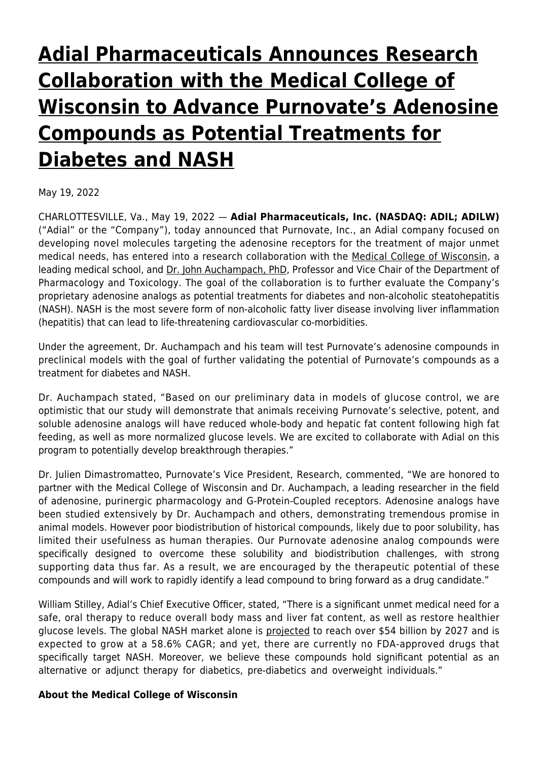# [Adial Pharmaceuticals Announces Research Collaboration with the Medical College of Wisconsin to Advance Purnovate's Adenosine Compounds as Potential Treatments for Diabetes and NASH]

May 19, 2022

CHARLOTTESVILLE, Va., May 19, 2022 — **Adial Pharmaceuticals, Inc. (NASDAQ: ADIL; ADILW)** ("Adial" or the "Company"), today announced that Purnovate, Inc., an Adial company focused on developing novel molecules targeting the adenosine receptors for the treatment of major unmet medical needs, has entered into a research collaboration with the [Medical College of Wisconsin], a leading medical school, and [Dr. John Auchampach, PhD], Professor and Vice Chair of the Department of Pharmacology and Toxicology. The goal of the collaboration is to further evaluate the Company's proprietary adenosine analogs as potential treatments for diabetes and non-alcoholic steatohepatitis (NASH). NASH is the most severe form of non-alcoholic fatty liver disease involving liver inflammation (hepatitis) that can lead to life-threatening cardiovascular co-morbidities.

Under the agreement, Dr. Auchampach and his team will test Purnovate's adenosine compounds in preclinical models with the goal of further validating the potential of Purnovate's compounds as a treatment for diabetes and NASH.

Dr. Auchampach stated, "Based on our preliminary data in models of glucose control, we are optimistic that our study will demonstrate that animals receiving Purnovate's selective, potent, and soluble adenosine analogs will have reduced whole-body and hepatic fat content following high fat feeding, as well as more normalized glucose levels. We are excited to collaborate with Adial on this program to potentially develop breakthrough therapies."

Dr. Julien Dimastromatteo, Purnovate's Vice President, Research, commented, "We are honored to partner with the Medical College of Wisconsin and Dr. Auchampach, a leading researcher in the field of adenosine, purinergic pharmacology and G-Protein-Coupled receptors. Adenosine analogs have been studied extensively by Dr. Auchampach and others, demonstrating tremendous promise in animal models. However poor biodistribution of historical compounds, likely due to poor solubility, has limited their usefulness as human therapies. Our Purnovate adenosine analog compounds were specifically designed to overcome these solubility and biodistribution challenges, with strong supporting data thus far. As a result, we are encouraged by the therapeutic potential of these compounds and will work to rapidly identify a lead compound to bring forward as a drug candidate."

William Stilley, Adial's Chief Executive Officer, stated, "There is a significant unmet medical need for a safe, oral therapy to reduce overall body mass and liver fat content, as well as restore healthier glucose levels. The global NASH market alone is [projected] to reach over $54 billion by 2027 and is expected to grow at a 58.6% CAGR; and yet, there are currently no FDA-approved drugs that specifically target NASH. Moreover, we believe these compounds hold significant potential as an alternative or adjunct therapy for diabetics, pre-diabetics and overweight individuals."

**About the Medical College of Wisconsin**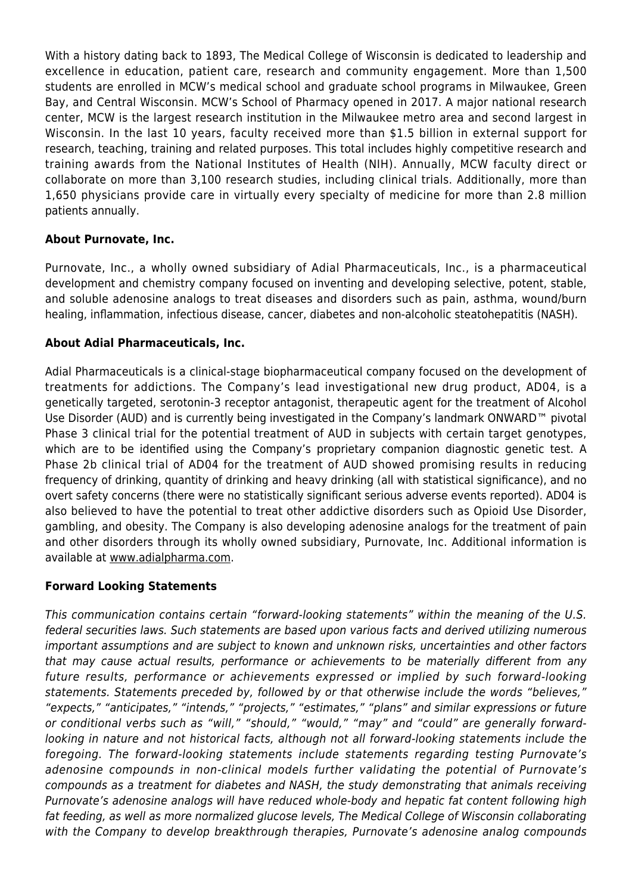With a history dating back to 1893, The Medical College of Wisconsin is dedicated to leadership and excellence in education, patient care, research and community engagement. More than 1,500 students are enrolled in MCW's medical school and graduate school programs in Milwaukee, Green Bay, and Central Wisconsin. MCW's School of Pharmacy opened in 2017. A major national research center, MCW is the largest research institution in the Milwaukee metro area and second largest in Wisconsin. In the last 10 years, faculty received more than $1.5 billion in external support for research, teaching, training and related purposes. This total includes highly competitive research and training awards from the National Institutes of Health (NIH). Annually, MCW faculty direct or collaborate on more than 3,100 research studies, including clinical trials. Additionally, more than 1,650 physicians provide care in virtually every specialty of medicine for more than 2.8 million patients annually.

**About Purnovate, Inc.**

Purnovate, Inc., a wholly owned subsidiary of Adial Pharmaceuticals, Inc., is a pharmaceutical development and chemistry company focused on inventing and developing selective, potent, stable, and soluble adenosine analogs to treat diseases and disorders such as pain, asthma, wound/burn healing, inflammation, infectious disease, cancer, diabetes and non-alcoholic steatohepatitis (NASH).

**About Adial Pharmaceuticals, Inc.**

Adial Pharmaceuticals is a clinical-stage biopharmaceutical company focused on the development of treatments for addictions. The Company's lead investigational new drug product, AD04, is a genetically targeted, serotonin-3 receptor antagonist, therapeutic agent for the treatment of Alcohol Use Disorder (AUD) and is currently being investigated in the Company's landmark ONWARD™ pivotal Phase 3 clinical trial for the potential treatment of AUD in subjects with certain target genotypes, which are to be identified using the Company's proprietary companion diagnostic genetic test. A Phase 2b clinical trial of AD04 for the treatment of AUD showed promising results in reducing frequency of drinking, quantity of drinking and heavy drinking (all with statistical significance), and no overt safety concerns (there were no statistically significant serious adverse events reported). AD04 is also believed to have the potential to treat other addictive disorders such as Opioid Use Disorder, gambling, and obesity. The Company is also developing adenosine analogs for the treatment of pain and other disorders through its wholly owned subsidiary, Purnovate, Inc. Additional information is available at www.adialpharma.com.

**Forward Looking Statements**

*This communication contains certain "forward-looking statements" within the meaning of the U.S. federal securities laws. Such statements are based upon various facts and derived utilizing numerous important assumptions and are subject to known and unknown risks, uncertainties and other factors that may cause actual results, performance or achievements to be materially different from any future results, performance or achievements expressed or implied by such forward-looking statements. Statements preceded by, followed by or that otherwise include the words "believes," "expects," "anticipates," "intends," "projects," "estimates," "plans" and similar expressions or future or conditional verbs such as "will," "should," "would," "may" and "could" are generally forward-looking in nature and not historical facts, although not all forward-looking statements include the foregoing. The forward-looking statements include statements regarding testing Purnovate's adenosine compounds in non-clinical models further validating the potential of Purnovate's compounds as a treatment for diabetes and NASH, the study demonstrating that animals receiving Purnovate's adenosine analogs will have reduced whole-body and hepatic fat content following high fat feeding, as well as more normalized glucose levels, The Medical College of Wisconsin collaborating with the Company to develop breakthrough therapies, Purnovate's adenosine analog compounds*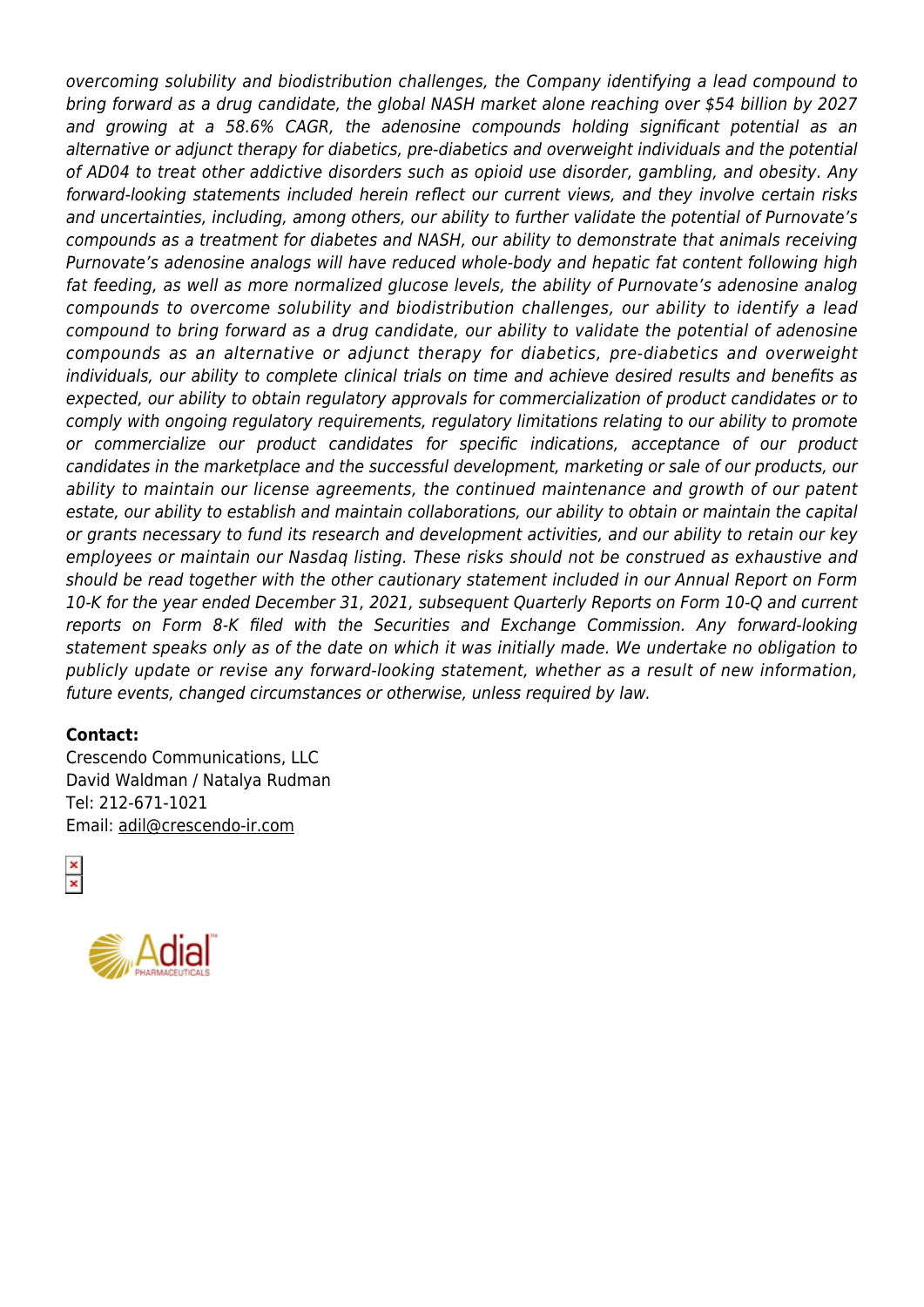*overcoming solubility and biodistribution challenges, the Company identifying a lead compound to bring forward as a drug candidate, the global NASH market alone reaching over $54 billion by 2027 and growing at a 58.6% CAGR, the adenosine compounds holding significant potential as an alternative or adjunct therapy for diabetics, pre-diabetics and overweight individuals and the potential of AD04 to treat other addictive disorders such as opioid use disorder, gambling, and obesity. Any forward-looking statements included herein reflect our current views, and they involve certain risks and uncertainties, including, among others, our ability to further validate the potential of Purnovate's compounds as a treatment for diabetes and NASH, our ability to demonstrate that animals receiving Purnovate's adenosine analogs will have reduced whole-body and hepatic fat content following high fat feeding, as well as more normalized glucose levels, the ability of Purnovate's adenosine analog compounds to overcome solubility and biodistribution challenges, our ability to identify a lead compound to bring forward as a drug candidate, our ability to validate the potential of adenosine compounds as an alternative or adjunct therapy for diabetics, pre-diabetics and overweight individuals, our ability to complete clinical trials on time and achieve desired results and benefits as expected, our ability to obtain regulatory approvals for commercialization of product candidates or to comply with ongoing regulatory requirements, regulatory limitations relating to our ability to promote or commercialize our product candidates for specific indications, acceptance of our product candidates in the marketplace and the successful development, marketing or sale of our products, our ability to maintain our license agreements, the continued maintenance and growth of our patent estate, our ability to establish and maintain collaborations, our ability to obtain or maintain the capital or grants necessary to fund its research and development activities, and our ability to retain our key employees or maintain our Nasdaq listing. These risks should not be construed as exhaustive and should be read together with the other cautionary statement included in our Annual Report on Form 10-K for the year ended December 31, 2021, subsequent Quarterly Reports on Form 10-Q and current reports on Form 8-K filed with the Securities and Exchange Commission. Any forward-looking statement speaks only as of the date on which it was initially made. We undertake no obligation to publicly update or revise any forward-looking statement, whether as a result of new information, future events, changed circumstances or otherwise, unless required by law.*

**Contact:**
Crescendo Communications, LLC
David Waldman / Natalya Rudman
Tel: 212-671-1021
Email: adil@crescendo-ir.com